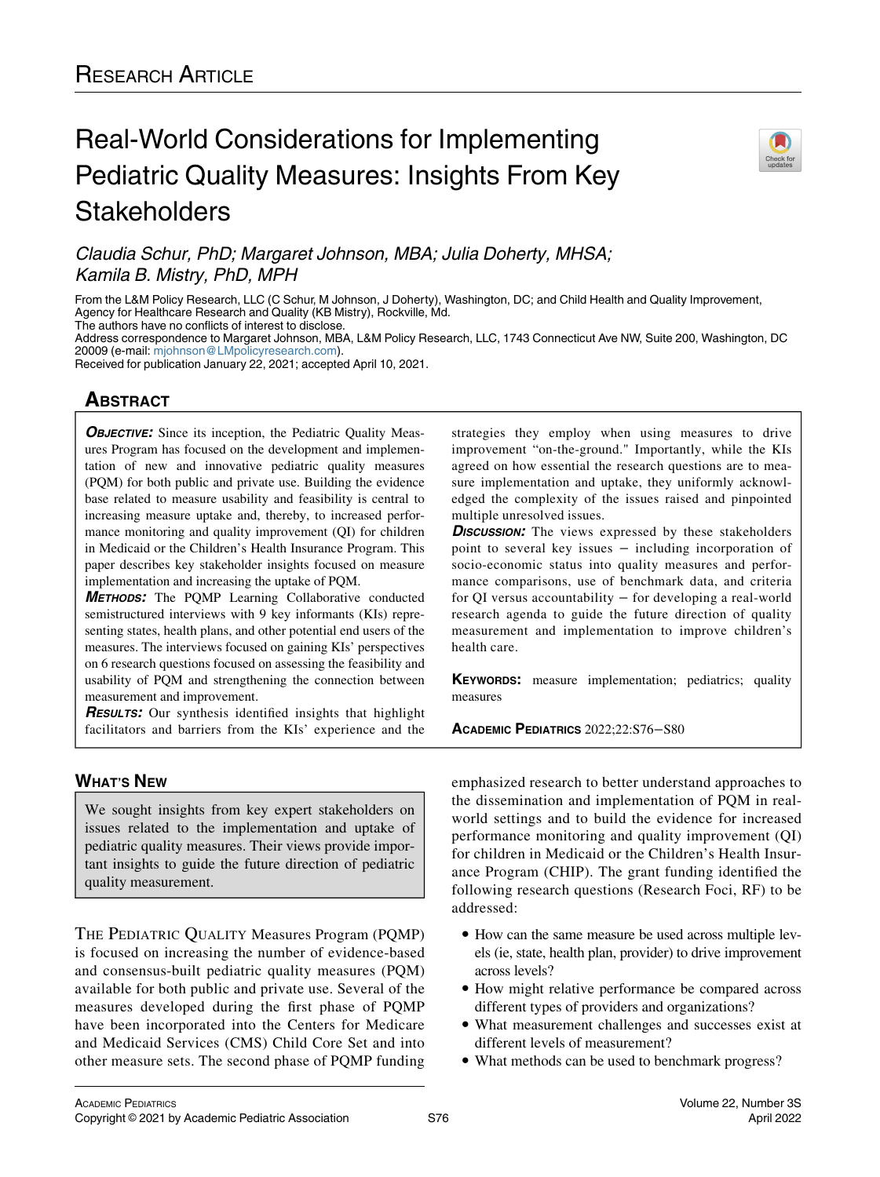Research Article

# Real-World Considerations for Implementing Pediatric Quality Measures: Insights From Key Stakeholders

*Claudia Schur, PhD; Margaret Johnson, MBA; Julia Doherty, MHSA; Kamila B. Mistry, PhD, MPH*

From the L&M Policy Research, LLC (C Schur, M Johnson, J Doherty), Washington, DC; and Child Health and Quality Improvement, Agency for Healthcare Research and Quality (KB Mistry), Rockville, Md.

The authors have no conflicts of interest to disclose.

Address correspondence to Margaret Johnson, MBA, L&M Policy Research, LLC, 1743 Connecticut Ave NW, Suite 200, Washington, DC 20009 (e-mail: mjohnson@LMpolicyresearch.com).

Received for publication January 22, 2021; accepted April 10, 2021.

## Abstract

***Objective:*** Since its inception, the Pediatric Quality Measures Program has focused on the development and implementation of new and innovative pediatric quality measures (PQM) for both public and private use. Building the evidence base related to measure usability and feasibility is central to increasing measure uptake and, thereby, to increased performance monitoring and quality improvement (QI) for children in Medicaid or the Children's Health Insurance Program. This paper describes key stakeholder insights focused on measure implementation and increasing the uptake of PQM.

***Methods:*** The PQMP Learning Collaborative conducted semistructured interviews with 9 key informants (KIs) representing states, health plans, and other potential end users of the measures. The interviews focused on gaining KIs' perspectives on 6 research questions focused on assessing the feasibility and usability of PQM and strengthening the connection between measurement and improvement.

***Results:*** Our synthesis identified insights that highlight facilitators and barriers from the KIs' experience and the strategies they employ when using measures to drive improvement "on-the-ground." Importantly, while the KIs agreed on how essential the research questions are to measure implementation and uptake, they uniformly acknowledged the complexity of the issues raised and pinpointed multiple unresolved issues.

***Discussion:*** The views expressed by these stakeholders point to several key issues – including incorporation of socio-economic status into quality measures and performance comparisons, use of benchmark data, and criteria for QI versus accountability – for developing a real-world research agenda to guide the future direction of quality measurement and implementation to improve children's health care.

**Keywords:** measure implementation; pediatrics; quality measures

Academic Pediatrics 2022;22:S76–S80

## What's New

We sought insights from key expert stakeholders on issues related to the implementation and uptake of pediatric quality measures. Their views provide important insights to guide the future direction of pediatric quality measurement.

The Pediatric Quality Measures Program (PQMP) is focused on increasing the number of evidence-based and consensus-built pediatric quality measures (PQM) available for both public and private use. Several of the measures developed during the first phase of PQMP have been incorporated into the Centers for Medicare and Medicaid Services (CMS) Child Core Set and into other measure sets. The second phase of PQMP funding emphasized research to better understand approaches to the dissemination and implementation of PQM in real-world settings and to build the evidence for increased performance monitoring and quality improvement (QI) for children in Medicaid or the Children's Health Insurance Program (CHIP). The grant funding identified the following research questions (Research Foci, RF) to be addressed:

- How can the same measure be used across multiple levels (ie, state, health plan, provider) to drive improvement across levels?
- How might relative performance be compared across different types of providers and organizations?
- What measurement challenges and successes exist at different levels of measurement?
- What methods can be used to benchmark progress?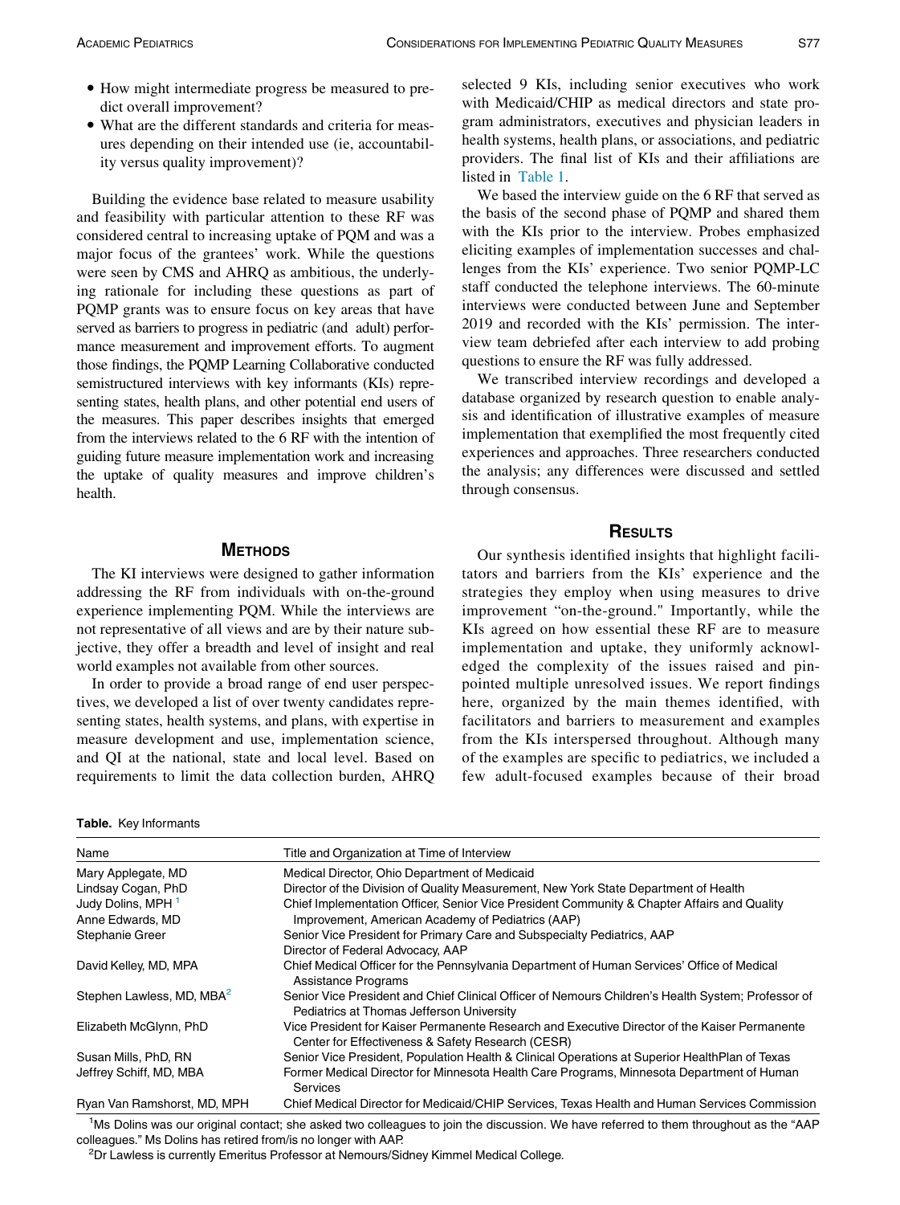- How might intermediate progress be measured to predict overall improvement?
- What are the different standards and criteria for measures depending on their intended use (ie, accountability versus quality improvement)?

Building the evidence base related to measure usability and feasibility with particular attention to these RF was considered central to increasing uptake of PQM and was a major focus of the grantees' work. While the questions were seen by CMS and AHRQ as ambitious, the underlying rationale for including these questions as part of PQMP grants was to ensure focus on key areas that have served as barriers to progress in pediatric (and adult) performance measurement and improvement efforts. To augment those findings, the PQMP Learning Collaborative conducted semistructured interviews with key informants (KIs) representing states, health plans, and other potential end users of the measures. This paper describes insights that emerged from the interviews related to the 6 RF with the intention of guiding future measure implementation work and increasing the uptake of quality measures and improve children's health.

## Methods

The KI interviews were designed to gather information addressing the RF from individuals with on-the-ground experience implementing PQM. While the interviews are not representative of all views and are by their nature subjective, they offer a breadth and level of insight and real world examples not available from other sources.

In order to provide a broad range of end user perspectives, we developed a list of over twenty candidates representing states, health systems, and plans, with expertise in measure development and use, implementation science, and QI at the national, state and local level. Based on requirements to limit the data collection burden, AHRQ selected 9 KIs, including senior executives who work with Medicaid/CHIP as medical directors and state program administrators, executives and physician leaders in health systems, health plans, or associations, and pediatric providers. The final list of KIs and their affiliations are listed in Table 1.

We based the interview guide on the 6 RF that served as the basis of the second phase of PQMP and shared them with the KIs prior to the interview. Probes emphasized eliciting examples of implementation successes and challenges from the KIs' experience. Two senior PQMP-LC staff conducted the telephone interviews. The 60-minute interviews were conducted between June and September 2019 and recorded with the KIs' permission. The interview team debriefed after each interview to add probing questions to ensure the RF was fully addressed.

We transcribed interview recordings and developed a database organized by research question to enable analysis and identification of illustrative examples of measure implementation that exemplified the most frequently cited experiences and approaches. Three researchers conducted the analysis; any differences were discussed and settled through consensus.

## Results

Our synthesis identified insights that highlight facilitators and barriers from the KIs' experience and the strategies they employ when using measures to drive improvement "on-the-ground." Importantly, while the KIs agreed on how essential these RF are to measure implementation and uptake, they uniformly acknowledged the complexity of the issues raised and pinpointed multiple unresolved issues. We report findings here, organized by the main themes identified, with facilitators and barriers to measurement and examples from the KIs interspersed throughout. Although many of the examples are specific to pediatrics, we included a few adult-focused examples because of their broad

**Table.** Key Informants

| Name | Title and Organization at Time of Interview |
|---|---|
| Mary Applegate, MD | Medical Director, Ohio Department of Medicaid |
| Lindsay Cogan, PhD | Director of the Division of Quality Measurement, New York State Department of Health |
| Judy Dolins, MPH [1] | Chief Implementation Officer, Senior Vice President Community & Chapter Affairs and Quality Improvement, American Academy of Pediatrics (AAP) |
| Anne Edwards, MD | |
| Stephanie Greer | Senior Vice President for Primary Care and Subspecialty Pediatrics, AAP<br>Director of Federal Advocacy, AAP |
| David Kelley, MD, MPA | Chief Medical Officer for the Pennsylvania Department of Human Services' Office of Medical Assistance Programs |
| Stephen Lawless, MD, MBA[2] | Senior Vice President and Chief Clinical Officer of Nemours Children's Health System; Professor of Pediatrics at Thomas Jefferson University |
| Elizabeth McGlynn, PhD | Vice President for Kaiser Permanente Research and Executive Director of the Kaiser Permanente Center for Effectiveness & Safety Research (CESR) |
| Susan Mills, PhD, RN | Senior Vice President, Population Health & Clinical Operations at Superior HealthPlan of Texas |
| Jeffrey Schiff, MD, MBA | Former Medical Director for Minnesota Health Care Programs, Minnesota Department of Human Services |
| Ryan Van Ramshorst, MD, MPH | Chief Medical Director for Medicaid/CHIP Services, Texas Health and Human Services Commission |

[1]Ms Dolins was our original contact; she asked two colleagues to join the discussion. We have referred to them throughout as the "AAP colleagues." Ms Dolins has retired from/is no longer with AAP.

[2]Dr Lawless is currently Emeritus Professor at Nemours/Sidney Kimmel Medical College.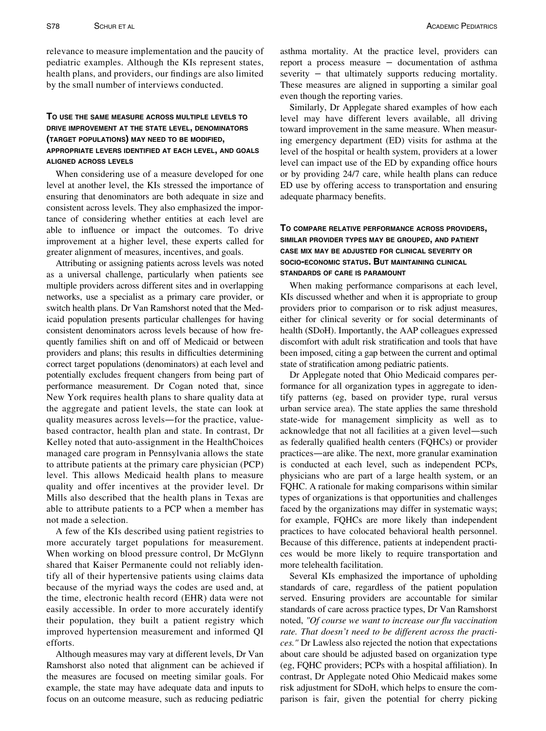relevance to measure implementation and the paucity of pediatric examples. Although the KIs represent states, health plans, and providers, our findings are also limited by the small number of interviews conducted.

### To use the same measure across multiple levels to drive improvement at the state level, denominators (target populations) may need to be modified, appropriate levers identified at each level, and goals aligned across levels

When considering use of a measure developed for one level at another level, the KIs stressed the importance of ensuring that denominators are both adequate in size and consistent across levels. They also emphasized the importance of considering whether entities at each level are able to influence or impact the outcomes. To drive improvement at a higher level, these experts called for greater alignment of measures, incentives, and goals.

Attributing or assigning patients across levels was noted as a universal challenge, particularly when patients see multiple providers across different sites and in overlapping networks, use a specialist as a primary care provider, or switch health plans. Dr Van Ramshorst noted that the Medicaid population presents particular challenges for having consistent denominators across levels because of how frequently families shift on and off of Medicaid or between providers and plans; this results in difficulties determining correct target populations (denominators) at each level and potentially excludes frequent changers from being part of performance measurement. Dr Cogan noted that, since New York requires health plans to share quality data at the aggregate and patient levels, the state can look at quality measures across levels—for the practice, value-based contractor, health plan and state. In contrast, Dr Kelley noted that auto-assignment in the HealthChoices managed care program in Pennsylvania allows the state to attribute patients at the primary care physician (PCP) level. This allows Medicaid health plans to measure quality and offer incentives at the provider level. Dr Mills also described that the health plans in Texas are able to attribute patients to a PCP when a member has not made a selection.

A few of the KIs described using patient registries to more accurately target populations for measurement. When working on blood pressure control, Dr McGlynn shared that Kaiser Permanente could not reliably identify all of their hypertensive patients using claims data because of the myriad ways the codes are used and, at the time, electronic health record (EHR) data were not easily accessible. In order to more accurately identify their population, they built a patient registry which improved hypertension measurement and informed QI efforts.

Although measures may vary at different levels, Dr Van Ramshorst also noted that alignment can be achieved if the measures are focused on meeting similar goals. For example, the state may have adequate data and inputs to focus on an outcome measure, such as reducing pediatric asthma mortality. At the practice level, providers can report a process measure – documentation of asthma severity – that ultimately supports reducing mortality. These measures are aligned in supporting a similar goal even though the reporting varies.

Similarly, Dr Applegate shared examples of how each level may have different levers available, all driving toward improvement in the same measure. When measuring emergency department (ED) visits for asthma at the level of the hospital or health system, providers at a lower level can impact use of the ED by expanding office hours or by providing 24/7 care, while health plans can reduce ED use by offering access to transportation and ensuring adequate pharmacy benefits.

### To compare relative performance across providers, similar provider types may be grouped, and patient case mix may be adjusted for clinical severity or socio-economic status. But maintaining clinical standards of care is paramount

When making performance comparisons at each level, KIs discussed whether and when it is appropriate to group providers prior to comparison or to risk adjust measures, either for clinical severity or for social determinants of health (SDoH). Importantly, the AAP colleagues expressed discomfort with adult risk stratification and tools that have been imposed, citing a gap between the current and optimal state of stratification among pediatric patients.

Dr Applegate noted that Ohio Medicaid compares performance for all organization types in aggregate to identify patterns (eg, based on provider type, rural versus urban service area). The state applies the same threshold state-wide for management simplicity as well as to acknowledge that not all facilities at a given level—such as federally qualified health centers (FQHCs) or provider practices—are alike. The next, more granular examination is conducted at each level, such as independent PCPs, physicians who are part of a large health system, or an FQHC. A rationale for making comparisons within similar types of organizations is that opportunities and challenges faced by the organizations may differ in systematic ways; for example, FQHCs are more likely than independent practices to have colocated behavioral health personnel. Because of this difference, patients at independent practices would be more likely to require transportation and more telehealth facilitation.

Several KIs emphasized the importance of upholding standards of care, regardless of the patient population served. Ensuring providers are accountable for similar standards of care across practice types, Dr Van Ramshorst noted, *"Of course we want to increase our flu vaccination rate. That doesn't need to be different across the practices."* Dr Lawless also rejected the notion that expectations about care should be adjusted based on organization type (eg, FQHC providers; PCPs with a hospital affiliation). In contrast, Dr Applegate noted Ohio Medicaid makes some risk adjustment for SDoH, which helps to ensure the comparison is fair, given the potential for cherry picking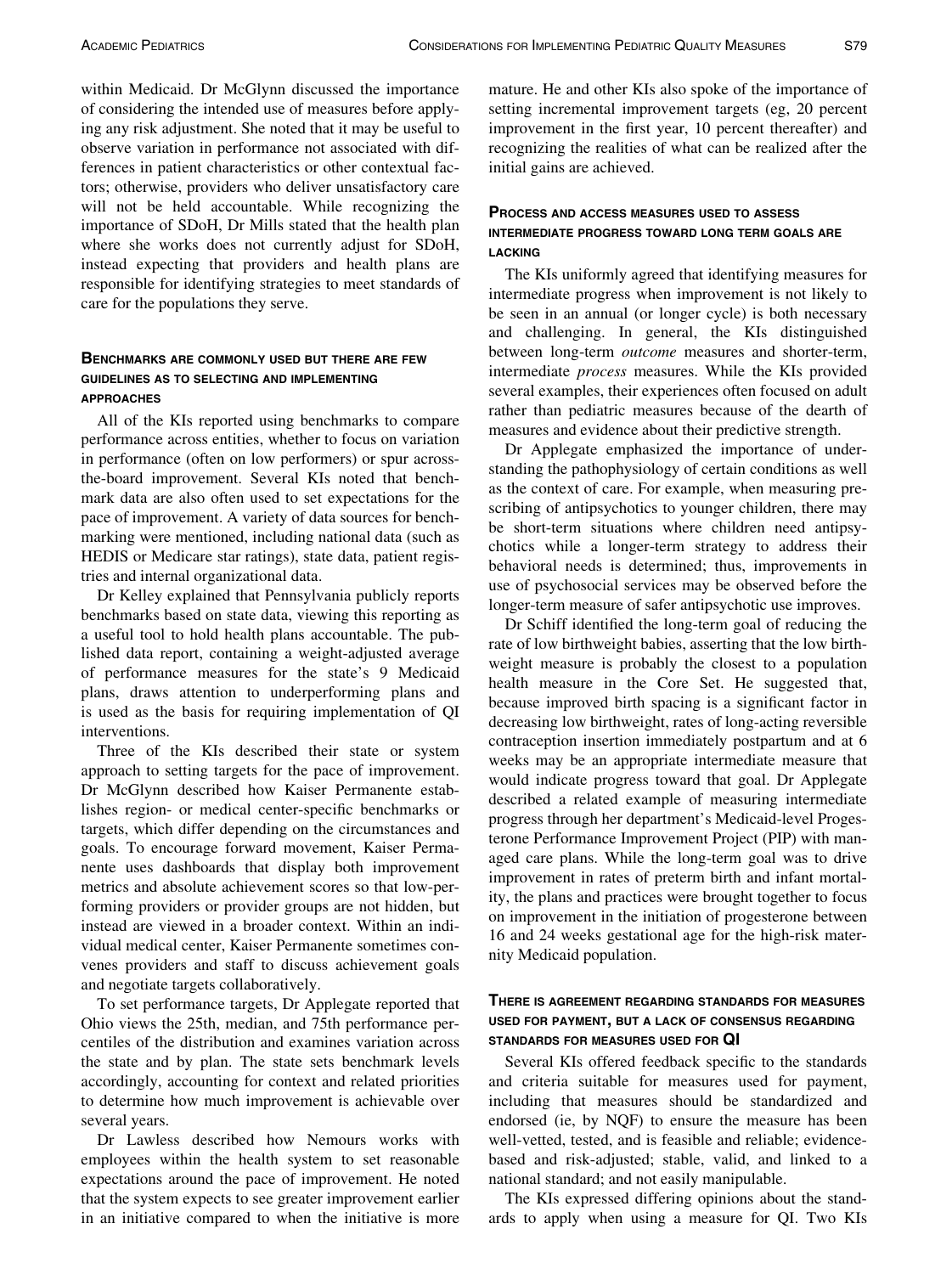within Medicaid. Dr McGlynn discussed the importance of considering the intended use of measures before applying any risk adjustment. She noted that it may be useful to observe variation in performance not associated with differences in patient characteristics or other contextual factors; otherwise, providers who deliver unsatisfactory care will not be held accountable. While recognizing the importance of SDoH, Dr Mills stated that the health plan where she works does not currently adjust for SDoH, instead expecting that providers and health plans are responsible for identifying strategies to meet standards of care for the populations they serve.

### Benchmarks are commonly used but there are few guidelines as to selecting and implementing approaches

All of the KIs reported using benchmarks to compare performance across entities, whether to focus on variation in performance (often on low performers) or spur across-the-board improvement. Several KIs noted that benchmark data are also often used to set expectations for the pace of improvement. A variety of data sources for benchmarking were mentioned, including national data (such as HEDIS or Medicare star ratings), state data, patient registries and internal organizational data.

Dr Kelley explained that Pennsylvania publicly reports benchmarks based on state data, viewing this reporting as a useful tool to hold health plans accountable. The published data report, containing a weight-adjusted average of performance measures for the state's 9 Medicaid plans, draws attention to underperforming plans and is used as the basis for requiring implementation of QI interventions.

Three of the KIs described their state or system approach to setting targets for the pace of improvement. Dr McGlynn described how Kaiser Permanente establishes region- or medical center-specific benchmarks or targets, which differ depending on the circumstances and goals. To encourage forward movement, Kaiser Permanente uses dashboards that display both improvement metrics and absolute achievement scores so that low-performing providers or provider groups are not hidden, but instead are viewed in a broader context. Within an individual medical center, Kaiser Permanente sometimes convenes providers and staff to discuss achievement goals and negotiate targets collaboratively.

To set performance targets, Dr Applegate reported that Ohio views the 25th, median, and 75th performance percentiles of the distribution and examines variation across the state and by plan. The state sets benchmark levels accordingly, accounting for context and related priorities to determine how much improvement is achievable over several years.

Dr Lawless described how Nemours works with employees within the health system to set reasonable expectations around the pace of improvement. He noted that the system expects to see greater improvement earlier in an initiative compared to when the initiative is more mature. He and other KIs also spoke of the importance of setting incremental improvement targets (eg, 20 percent improvement in the first year, 10 percent thereafter) and recognizing the realities of what can be realized after the initial gains are achieved.

### Process and access measures used to assess intermediate progress toward long term goals are lacking

The KIs uniformly agreed that identifying measures for intermediate progress when improvement is not likely to be seen in an annual (or longer cycle) is both necessary and challenging. In general, the KIs distinguished between long-term *outcome* measures and shorter-term, intermediate *process* measures. While the KIs provided several examples, their experiences often focused on adult rather than pediatric measures because of the dearth of measures and evidence about their predictive strength.

Dr Applegate emphasized the importance of understanding the pathophysiology of certain conditions as well as the context of care. For example, when measuring prescribing of antipsychotics to younger children, there may be short-term situations where children need antipsychotics while a longer-term strategy to address their behavioral needs is determined; thus, improvements in use of psychosocial services may be observed before the longer-term measure of safer antipsychotic use improves.

Dr Schiff identified the long-term goal of reducing the rate of low birthweight babies, asserting that the low birthweight measure is probably the closest to a population health measure in the Core Set. He suggested that, because improved birth spacing is a significant factor in decreasing low birthweight, rates of long-acting reversible contraception insertion immediately postpartum and at 6 weeks may be an appropriate intermediate measure that would indicate progress toward that goal. Dr Applegate described a related example of measuring intermediate progress through her department's Medicaid-level Progesterone Performance Improvement Project (PIP) with managed care plans. While the long-term goal was to drive improvement in rates of preterm birth and infant mortality, the plans and practices were brought together to focus on improvement in the initiation of progesterone between 16 and 24 weeks gestational age for the high-risk maternity Medicaid population.

### There is agreement regarding standards for measures used for payment, but a lack of consensus regarding standards for measures used for QI

Several KIs offered feedback specific to the standards and criteria suitable for measures used for payment, including that measures should be standardized and endorsed (ie, by NQF) to ensure the measure has been well-vetted, tested, and is feasible and reliable; evidence-based and risk-adjusted; stable, valid, and linked to a national standard; and not easily manipulable.

The KIs expressed differing opinions about the standards to apply when using a measure for QI. Two KIs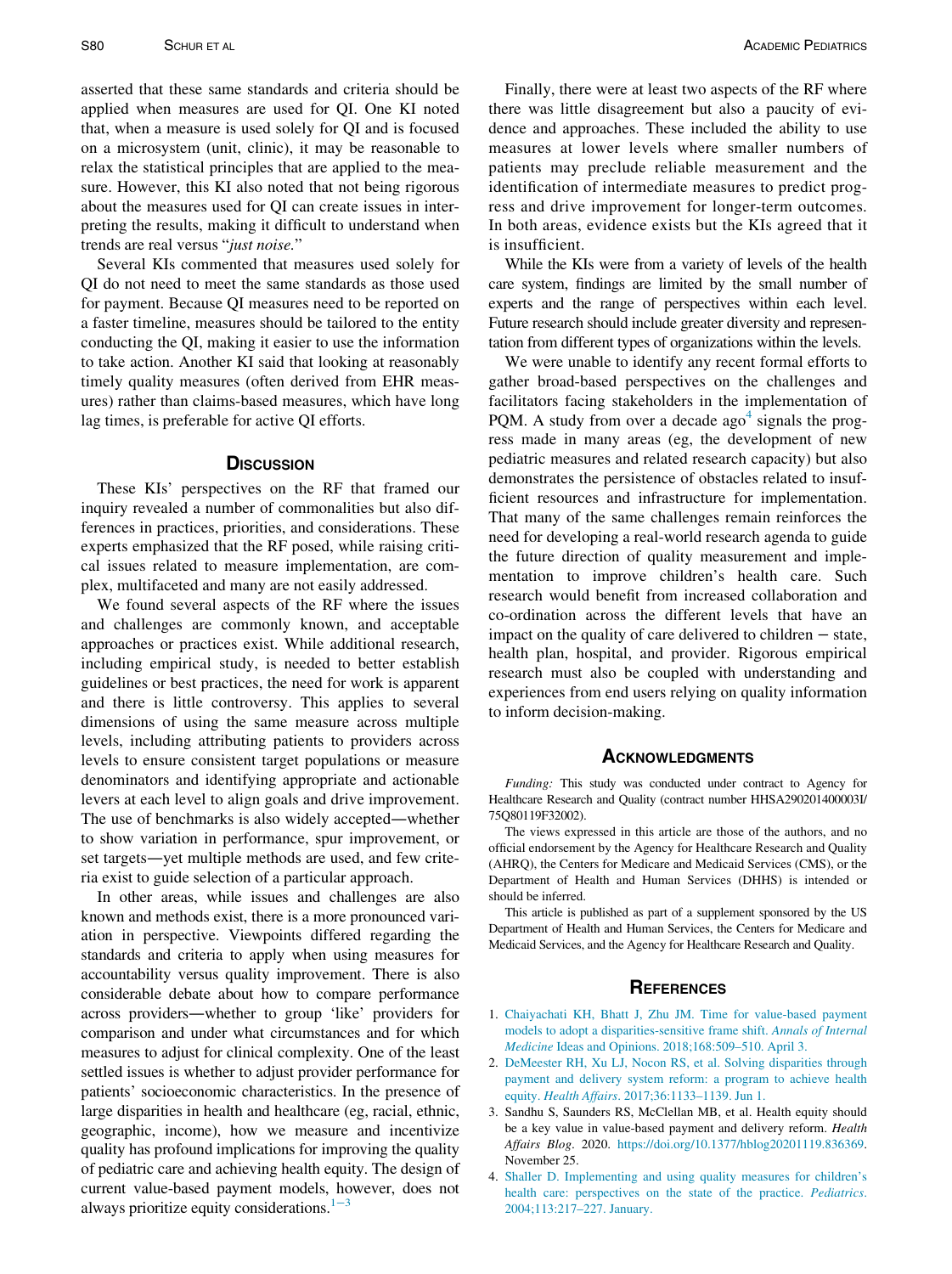asserted that these same standards and criteria should be applied when measures are used for QI. One KI noted that, when a measure is used solely for QI and is focused on a microsystem (unit, clinic), it may be reasonable to relax the statistical principles that are applied to the measure. However, this KI also noted that not being rigorous about the measures used for QI can create issues in interpreting the results, making it difficult to understand when trends are real versus "*just noise.*"

Several KIs commented that measures used solely for QI do not need to meet the same standards as those used for payment. Because QI measures need to be reported on a faster timeline, measures should be tailored to the entity conducting the QI, making it easier to use the information to take action. Another KI said that looking at reasonably timely quality measures (often derived from EHR measures) rather than claims-based measures, which have long lag times, is preferable for active QI efforts.

## Discussion

These KIs' perspectives on the RF that framed our inquiry revealed a number of commonalities but also differences in practices, priorities, and considerations. These experts emphasized that the RF posed, while raising critical issues related to measure implementation, are complex, multifaceted and many are not easily addressed.

We found several aspects of the RF where the issues and challenges are commonly known, and acceptable approaches or practices exist. While additional research, including empirical study, is needed to better establish guidelines or best practices, the need for work is apparent and there is little controversy. This applies to several dimensions of using the same measure across multiple levels, including attributing patients to providers across levels to ensure consistent target populations or measure denominators and identifying appropriate and actionable levers at each level to align goals and drive improvement. The use of benchmarks is also widely accepted—whether to show variation in performance, spur improvement, or set targets—yet multiple methods are used, and few criteria exist to guide selection of a particular approach.

In other areas, while issues and challenges are also known and methods exist, there is a more pronounced variation in perspective. Viewpoints differed regarding the standards and criteria to apply when using measures for accountability versus quality improvement. There is also considerable debate about how to compare performance across providers—whether to group 'like' providers for comparison and under what circumstances and for which measures to adjust for clinical complexity. One of the least settled issues is whether to adjust provider performance for patients' socioeconomic characteristics. In the presence of large disparities in health and healthcare (eg, racial, ethnic, geographic, income), how we measure and incentivize quality has profound implications for improving the quality of pediatric care and achieving health equity. The design of current value-based payment models, however, does not always prioritize equity considerations.[1–3]

Finally, there were at least two aspects of the RF where there was little disagreement but also a paucity of evidence and approaches. These included the ability to use measures at lower levels where smaller numbers of patients may preclude reliable measurement and the identification of intermediate measures to predict progress and drive improvement for longer-term outcomes. In both areas, evidence exists but the KIs agreed that it is insufficient.

While the KIs were from a variety of levels of the health care system, findings are limited by the small number of experts and the range of perspectives within each level. Future research should include greater diversity and representation from different types of organizations within the levels.

We were unable to identify any recent formal efforts to gather broad-based perspectives on the challenges and facilitators facing stakeholders in the implementation of PQM. A study from over a decade ago[4] signals the progress made in many areas (eg, the development of new pediatric measures and related research capacity) but also demonstrates the persistence of obstacles related to insufficient resources and infrastructure for implementation. That many of the same challenges remain reinforces the need for developing a real-world research agenda to guide the future direction of quality measurement and implementation to improve children's health care. Such research would benefit from increased collaboration and co-ordination across the different levels that have an impact on the quality of care delivered to children − state, health plan, hospital, and provider. Rigorous empirical research must also be coupled with understanding and experiences from end users relying on quality information to inform decision-making.

## Acknowledgments

*Funding:* This study was conducted under contract to Agency for Healthcare Research and Quality (contract number HHSA290201400003I/75Q80119F32002).

The views expressed in this article are those of the authors, and no official endorsement by the Agency for Healthcare Research and Quality (AHRQ), the Centers for Medicare and Medicaid Services (CMS), or the Department of Health and Human Services (DHHS) is intended or should be inferred.

This article is published as part of a supplement sponsored by the US Department of Health and Human Services, the Centers for Medicare and Medicaid Services, and the Agency for Healthcare Research and Quality.

## References

1. Chaiyachati KH, Bhatt J, Zhu JM. Time for value-based payment models to adopt a disparities-sensitive frame shift. *Annals of Internal Medicine* Ideas and Opinions. 2018;168:509–510. April 3.
2. DeMeester RH, Xu LJ, Nocon RS, et al. Solving disparities through payment and delivery system reform: a program to achieve health equity. *Health Affairs*. 2017;36:1133–1139. Jun 1.
3. Sandhu S, Saunders RS, McClellan MB, et al. Health equity should be a key value in value-based payment and delivery reform. *Health Affairs Blog*. 2020. https://doi.org/10.1377/hblog20201119.836369. November 25.
4. Shaller D. Implementing and using quality measures for children's health care: perspectives on the state of the practice. *Pediatrics*. 2004;113:217–227. January.